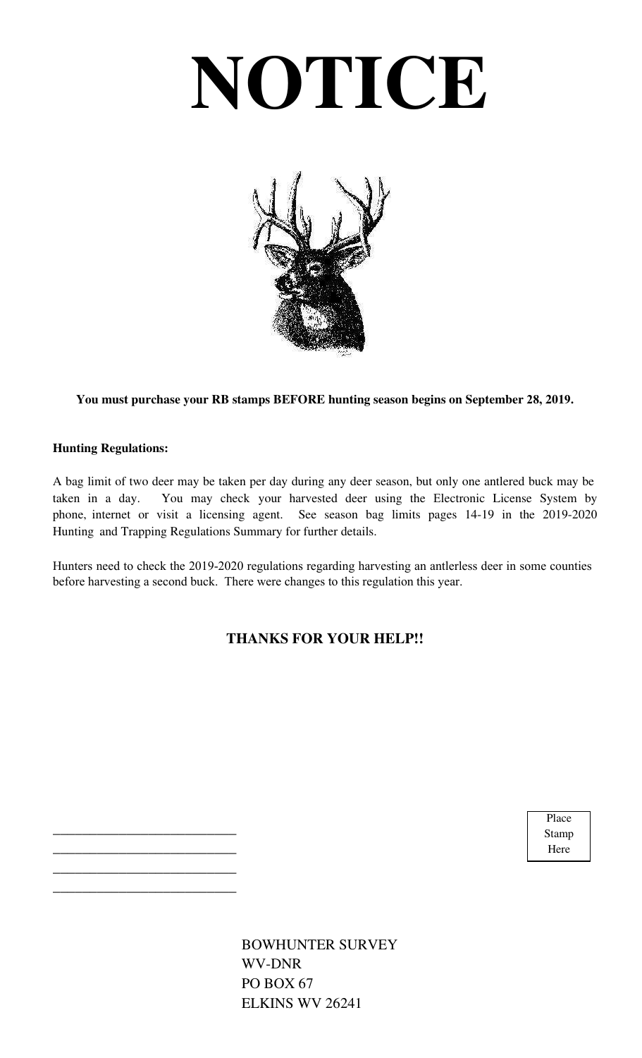# NOTICE

**You must purchase your RB stamps BEFORE hunting season begins on September 28, 2019.**

**Hunting Regulations:**

A bag limit of two deer may be taken per day during any deer season, but only one antlered buck may be taken in a day. You may check your harvested deer using the Electronic License System by phone, internet or visit a licensing agent. See season bag limits pages 14-19 in the 2019-2020 Hunting and Trapping Regulations Summary for further details.

Hunters need to check the 2019-2020 regulations regarding harvesting an antlerless deer in some counties before harvesting a second buck. There were changes to this regulation this year.

**THANKS FOR YOUR HELP!!**

\_\_\_\_\_\_\_\_\_\_\_\_\_\_\_\_\_\_\_\_\_\_\_\_\_\_\_\_
\_\_\_\_\_\_\_\_\_\_\_\_\_\_\_\_\_\_\_\_\_\_\_\_\_\_\_\_
\_\_\_\_\_\_\_\_\_\_\_\_\_\_\_\_\_\_\_\_\_\_\_\_\_\_\_\_
\_\_\_\_\_\_\_\_\_\_\_\_\_\_\_\_\_\_\_\_\_\_\_\_\_\_\_\_

Place Stamp Here

BOWHUNTER SURVEY
WV-DNR
PO BOX 67
ELKINS WV 26241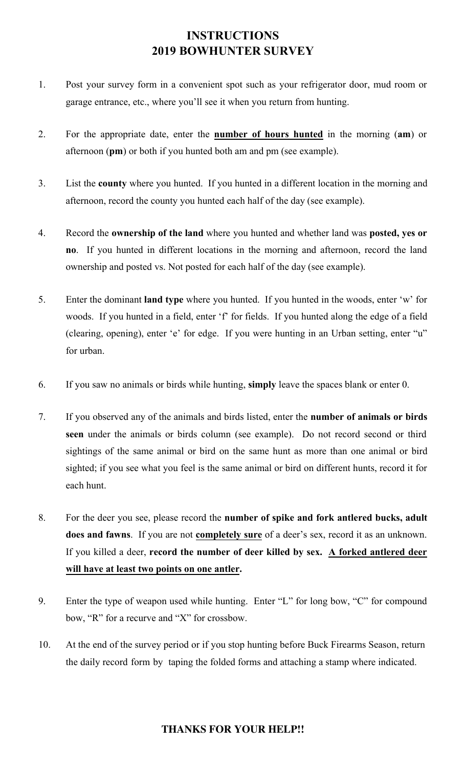# INSTRUCTIONS
# 2019 BOWHUNTER SURVEY

1. Post your survey form in a convenient spot such as your refrigerator door, mud room or garage entrance, etc., where you'll see it when you return from hunting.

2. For the appropriate date, enter the **<u>number of hours hunted</u>** in the morning (**am**) or afternoon (**pm**) or both if you hunted both am and pm (see example).

3. List the **county** where you hunted. If you hunted in a different location in the morning and afternoon, record the county you hunted each half of the day (see example).

4. Record the **ownership of the land** where you hunted and whether land was **posted, yes or no**. If you hunted in different locations in the morning and afternoon, record the land ownership and posted vs. Not posted for each half of the day (see example).

5. Enter the dominant **land type** where you hunted. If you hunted in the woods, enter 'w' for woods. If you hunted in a field, enter 'f' for fields. If you hunted along the edge of a field (clearing, opening), enter 'e' for edge. If you were hunting in an Urban setting, enter "u" for urban.

6. If you saw no animals or birds while hunting, **simply** leave the spaces blank or enter 0.

7. If you observed any of the animals and birds listed, enter the **number of animals or birds seen** under the animals or birds column (see example). Do not record second or third sightings of the same animal or bird on the same hunt as more than one animal or bird sighted; if you see what you feel is the same animal or bird on different hunts, record it for each hunt.

8. For the deer you see, please record the **number of spike and fork antlered bucks, adult does and fawns**. If you are not **<u>completely sure</u>** of a deer's sex, record it as an unknown. If you killed a deer, **record the number of deer killed by sex. <u>A forked antlered deer will have at least two points on one antler</u>.**

9. Enter the type of weapon used while hunting. Enter "L" for long bow, "C" for compound bow, "R" for a recurve and "X" for crossbow.

10. At the end of the survey period or if you stop hunting before Buck Firearms Season, return the daily record form by taping the folded forms and attaching a stamp where indicated.

**THANKS FOR YOUR HELP!!**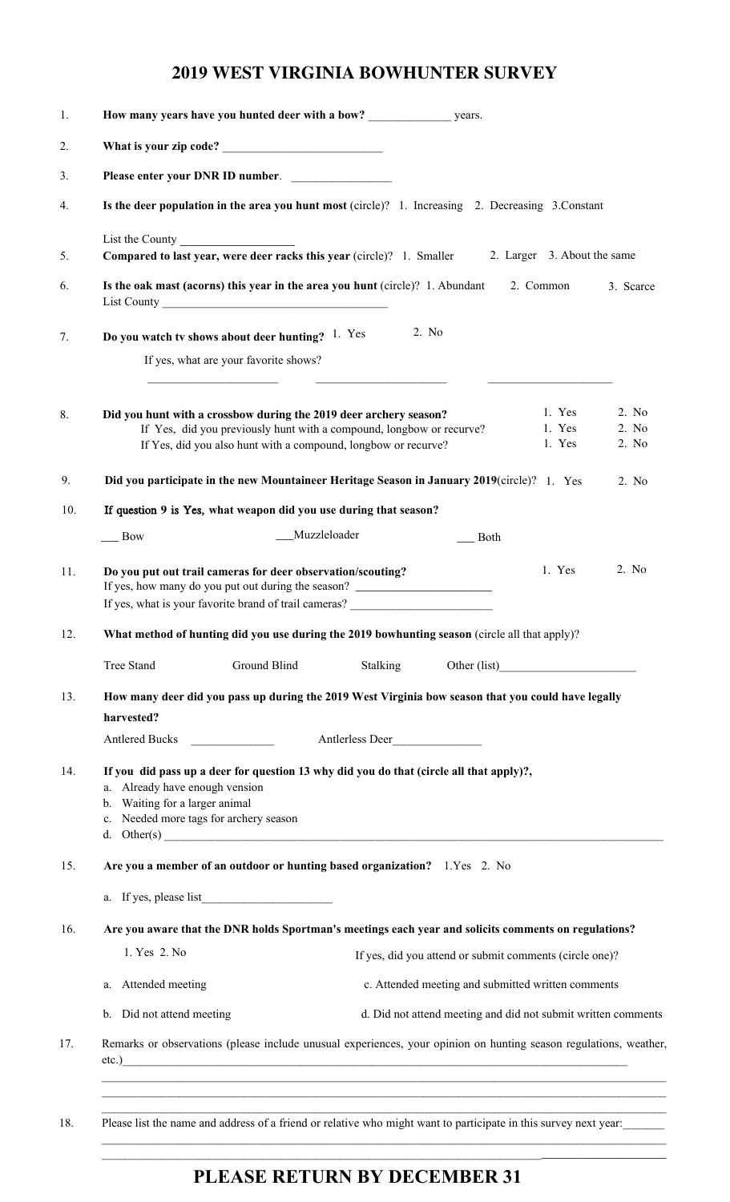# 2019 WEST VIRGINIA BOWHUNTER SURVEY

1. **How many years have you hunted deer with a bow?** ______________ years.

2. **What is your zip code?** ___________________________

3. **Please enter your DNR ID number**. _________________

4. **Is the deer population in the area you hunt most** (circle)? 1. Increasing 2. Decreasing 3.Constant

   List the County ___________________

5. **Compared to last year, were deer racks this year** (circle)? 1. Smaller 2. Larger 3. About the same

6. **Is the oak mast (acorns) this year in the area you hunt** (circle)? 1. Abundant 2. Common 3. Scarce
   List County ______________________________________

7. **Do you watch tv shows about deer hunting?** 1. Yes 2. No

   If yes, what are your favorite shows?

   ______________________ ______________________ ______________________

8. **Did you hunt with a crossbow during the 2019 deer archery season?** 1. Yes 2. No
   If Yes, did you previously hunt with a compound, longbow or recurve? 1. Yes 2. No
   If Yes, did you also hunt with a compound, longbow or recurve? 1. Yes 2. No

9. **Did you participate in the new Mountaineer Heritage Season in January 2019**(circle)? 1. Yes 2. No

10. **If question 9 is Yes, what weapon did you use during that season?**

    ___ Bow ___Muzzleloader ___ Both

11. **Do you put out trail cameras for deer observation/scouting?** 1. Yes 2. No
    If yes, how many do you put out during the season? ________________________
    If yes, what is your favorite brand of trail cameras? ________________________

12. **What method of hunting did you use during the 2019 bowhunting season** (circle all that apply)?

    Tree Stand Ground Blind Stalking Other (list)_______________________

13. **How many deer did you pass up during the 2019 West Virginia bow season that you could have legally harvested?**

    Antlered Bucks ______________ Antlerless Deer_______________

14. **If you did pass up a deer for question 13 why did you do that (circle all that apply)?,**
    a. Already have enough vension
    b. Waiting for a larger animal
    c. Needed more tags for archery season
    d. Other(s) ____________________________________________________________________________

15. **Are you a member of an outdoor or hunting based organization?** 1.Yes 2. No

    a. If yes, please list______________________

16. **Are you aware that the DNR holds Sportman's meetings each year and solicits comments on regulations?**

    1. Yes 2. No

    If yes, did you attend or submit comments (circle one)?

    a. Attended meeting
    b. Did not attend meeting
    c. Attended meeting and submitted written comments
    d. Did not attend meeting and did not submit written comments

17. Remarks or observations (please include unusual experiences, your opinion on hunting season regulations, weather, etc.)____________________________________________________________________________
    ____________________________________________________________________________
    ____________________________________________________________________________
    ____________________________________________________________________________

18. Please list the name and address of a friend or relative who might want to participate in this survey next year:_______
    ____________________________________________________________________________
    ____________________________________________________________________________

## PLEASE RETURN BY DECEMBER 31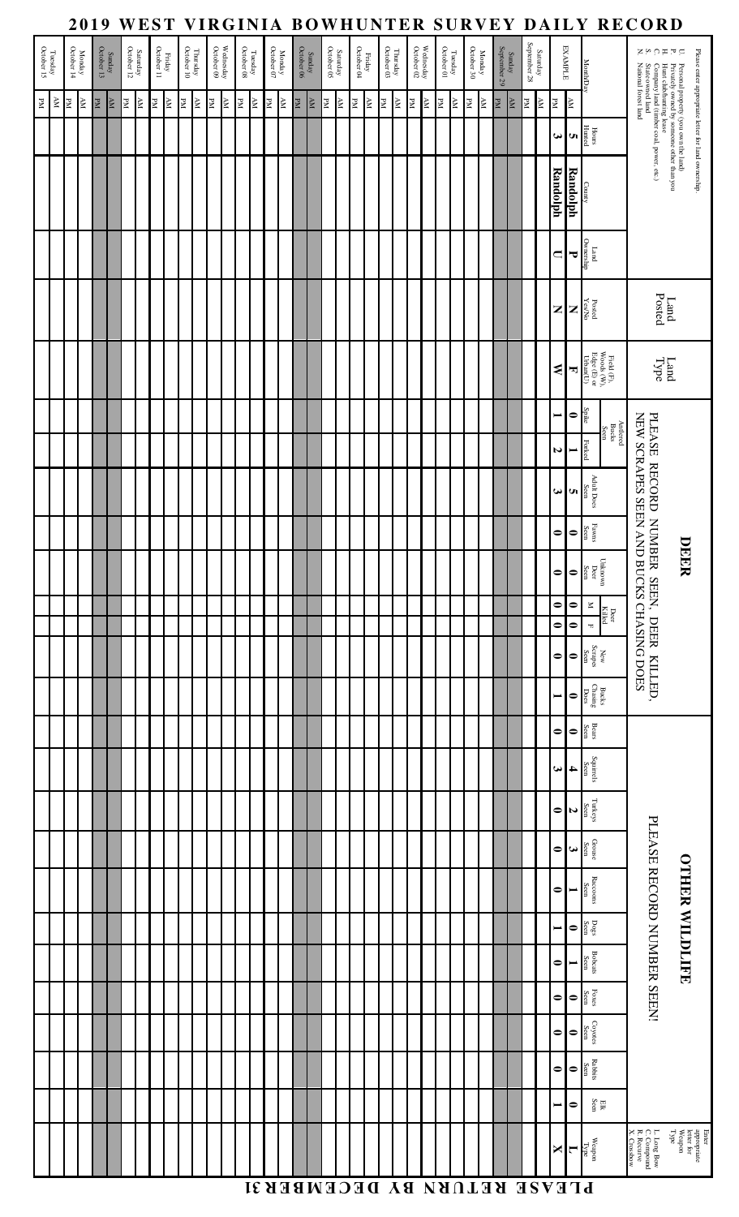# 2019 WEST VIRGINIA BOWHUNTER SURVEY DAILY RECORD

Please enter appropriate letter for land ownership.
U. Personal property (you own the land)
P. Privately owned by someone other than you
H. Hunt club/hunting lease
C. Company land (timber, coal, power, etc.)
S. State owned land
N. National forest land

Enter appropriate letter for Weapon Type
L. Long Bow
C. Compound
R. Recurve
X. Crossbow

DEER: PLEASE RECORD NUMBER SEEN, DEER KILLED, NEW SCRAPES SEEN AND BUCKS CHASING DOES

OTHER WILDLIFE: PLEASE RECORD NUMBER SEEN!

| Month/Day | | Hours Hunted | County | Land Ownership | Land Posted: Posted Yes/No | Land Type: Field (F), Woods (W), Edge (E) or Urban (U) | Antlered Bucks Seen: Spike | Antlered Bucks Seen: Forked | Adult Does Seen | Fawns Seen | Unknown Deer Seen | Deer Killed: M | Deer Killed: F | New Scrapes Seen | Bucks Chasing Does | Bears Seen | Squirrels Seen | Turkeys Seen | Grouse Seen | Raccoons Seen | Dogs Seen | Bobcats Seen | Foxes Seen | Coyotes Seen | Rabbits Seen | Elk Seen | Weapon Type |
|---|---|---|---|---|---|---|---|---|---|---|---|---|---|---|---|---|---|---|---|---|---|---|---|---|---|---|---|
| EXAMPLE | AM | 5 | Randolph | P | N | F | 0 | 1 | 5 | 0 | 0 | 0 | 0 | 0 | 0 | 0 | 4 | 2 | 3 | 1 | 0 | 1 | 0 | 0 | 0 | 0 | L |
| | PM | 3 | Randolph | U | N | W | 1 | 2 | 3 | 0 | 0 | 0 | 0 | 0 | 1 | 0 | 3 | 0 | 0 | 0 | 1 | 0 | 0 | 0 | 0 | 1 | X |
| Saturday September 28 | AM | | | | | | | | | | | | | | | | | | | | | | | | | | |
| | PM | | | | | | | | | | | | | | | | | | | | | | | | | | |
| Sunday September 29 | AM | | | | | | | | | | | | | | | | | | | | | | | | | | |
| | PM | | | | | | | | | | | | | | | | | | | | | | | | | | |
| Monday September 30 | AM | | | | | | | | | | | | | | | | | | | | | | | | | | |
| | PM | | | | | | | | | | | | | | | | | | | | | | | | | | |
| Tuesday October 01 | AM | | | | | | | | | | | | | | | | | | | | | | | | | | |
| | PM | | | | | | | | | | | | | | | | | | | | | | | | | | |
| Wednesday October 02 | AM | | | | | | | | | | | | | | | | | | | | | | | | | | |
| | PM | | | | | | | | | | | | | | | | | | | | | | | | | | |
| Thursday October 03 | AM | | | | | | | | | | | | | | | | | | | | | | | | | | |
| | PM | | | | | | | | | | | | | | | | | | | | | | | | | | |
| Friday October 04 | AM | | | | | | | | | | | | | | | | | | | | | | | | | | |
| | PM | | | | | | | | | | | | | | | | | | | | | | | | | | |
| Saturday October 05 | AM | | | | | | | | | | | | | | | | | | | | | | | | | | |
| | PM | | | | | | | | | | | | | | | | | | | | | | | | | | |
| Sunday October 06 | AM | | | | | | | | | | | | | | | | | | | | | | | | | | |
| | PM | | | | | | | | | | | | | | | | | | | | | | | | | | |
| Monday October 07 | AM | | | | | | | | | | | | | | | | | | | | | | | | | | |
| | PM | | | | | | | | | | | | | | | | | | | | | | | | | | |
| Tuesday October 08 | AM | | | | | | | | | | | | | | | | | | | | | | | | | | |
| | PM | | | | | | | | | | | | | | | | | | | | | | | | | | |
| Wednesday October 09 | AM | | | | | | | | | | | | | | | | | | | | | | | | | | |
| | PM | | | | | | | | | | | | | | | | | | | | | | | | | | |
| Thursday October 10 | AM | | | | | | | | | | | | | | | | | | | | | | | | | | |
| | PM | | | | | | | | | | | | | | | | | | | | | | | | | | |
| Friday October 11 | AM | | | | | | | | | | | | | | | | | | | | | | | | | | |
| | PM | | | | | | | | | | | | | | | | | | | | | | | | | | |
| Saturday October 12 | AM | | | | | | | | | | | | | | | | | | | | | | | | | | |
| | PM | | | | | | | | | | | | | | | | | | | | | | | | | | |
| Sunday October 13 | AM | | | | | | | | | | | | | | | | | | | | | | | | | | |
| | PM | | | | | | | | | | | | | | | | | | | | | | | | | | |
| Monday October 14 | AM | | | | | | | | | | | | | | | | | | | | | | | | | | |
| | PM | | | | | | | | | | | | | | | | | | | | | | | | | | |
| Tuesday October 15 | AM | | | | | | | | | | | | | | | | | | | | | | | | | | |
| | PM | | | | | | | | | | | | | | | | | | | | | | | | | | |

PLEASE RETURN BY DECEMBER 31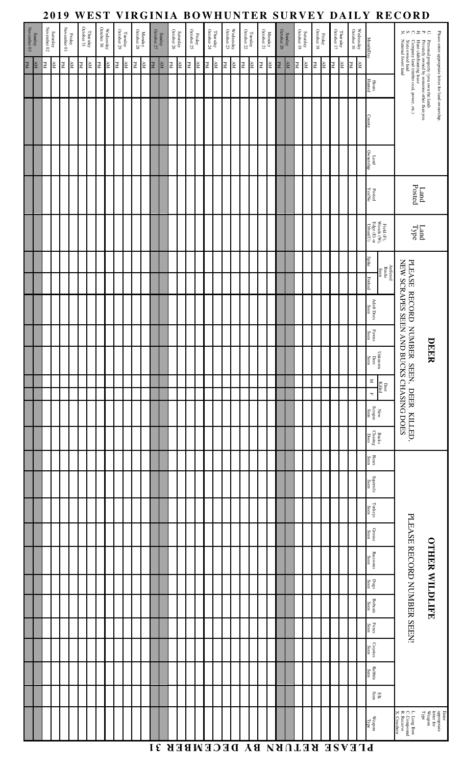# 2019 WEST VIRGINIA BOWHUNTER SURVEY DAILY RECORD

Please enter appropriate letter for land ownership.
U. Personal property (you own the land)
P. Privately owned by someone other than you
H. Hunt club/hunting lease
C. Company land (timber coal, power, etc.)
S. State-owned land
N. National forest land

Enter appropriate letter for Weapon Type:
L. Long Bow
C. Compound
R. Recurve
X. Crossbow

**DEER** — PLEASE RECORD NUMBER SEEN, DEER KILLED, NEW SCRAPES SEEN AND BUCKS CHASING DOES

**OTHER WILDLIFE** — PLEASE RECORD NUMBER SEEN!

| Month/Day | | Hours Hunted | County | Land Ownership | Land Posted Yes/No | Land Type Field (F), Woods (W), Edge (E) or Urban (U) | Antlered Bucks Seen: Spike | Antlered Bucks Seen: Forked | Adult Does Seen | Fawns Seen | Unknown Deer Seen | Deer Killed: M | Deer Killed: F | New Scrapes Seen | Bucks Chasing Does | Bears Seen | Squirrels Seen | Turkeys Seen | Grouse Seen | Raccoons Seen | Dogs Seen | Bobcats Seen | Foxes Seen | Coyotes Seen | Rabbits Seen | Elk Seen | Weapon Type |
|---|---|---|---|---|---|---|---|---|---|---|---|---|---|---|---|---|---|---|---|---|---|---|---|---|---|---|---|
| Wednesday October 16 | AM | | | | | | | | | | | | | | | | | | | | | | | | | | |
| | PM | | | | | | | | | | | | | | | | | | | | | | | | | | |
| Thursday October 17 | AM | | | | | | | | | | | | | | | | | | | | | | | | | | |
| | PM | | | | | | | | | | | | | | | | | | | | | | | | | | |
| Friday October 18 | AM | | | | | | | | | | | | | | | | | | | | | | | | | | |
| | PM | | | | | | | | | | | | | | | | | | | | | | | | | | |
| Saturday October 19 | AM | | | | | | | | | | | | | | | | | | | | | | | | | | |
| | PM | | | | | | | | | | | | | | | | | | | | | | | | | | |
| Sunday October 20 | AM | | | | | | | | | | | | | | | | | | | | | | | | | | |
| | PM | | | | | | | | | | | | | | | | | | | | | | | | | | |
| Monday October 21 | AM | | | | | | | | | | | | | | | | | | | | | | | | | | |
| | PM | | | | | | | | | | | | | | | | | | | | | | | | | | |
| Tuesday October 22 | AM | | | | | | | | | | | | | | | | | | | | | | | | | | |
| | PM | | | | | | | | | | | | | | | | | | | | | | | | | | |
| Wednesday October 23 | AM | | | | | | | | | | | | | | | | | | | | | | | | | | |
| | PM | | | | | | | | | | | | | | | | | | | | | | | | | | |
| Thursday October 24 | AM | | | | | | | | | | | | | | | | | | | | | | | | | | |
| | PM | | | | | | | | | | | | | | | | | | | | | | | | | | |
| Friday October 25 | AM | | | | | | | | | | | | | | | | | | | | | | | | | | |
| | PM | | | | | | | | | | | | | | | | | | | | | | | | | | |
| Saturday October 26 | AM | | | | | | | | | | | | | | | | | | | | | | | | | | |
| | PM | | | | | | | | | | | | | | | | | | | | | | | | | | |
| Sunday October 27 | AM | | | | | | | | | | | | | | | | | | | | | | | | | | |
| | PM | | | | | | | | | | | | | | | | | | | | | | | | | | |
| Monday October 28 | AM | | | | | | | | | | | | | | | | | | | | | | | | | | |
| | PM | | | | | | | | | | | | | | | | | | | | | | | | | | |
| Tuesday October 29 | AM | | | | | | | | | | | | | | | | | | | | | | | | | | |
| | PM | | | | | | | | | | | | | | | | | | | | | | | | | | |
| Wednesday October 30 | AM | | | | | | | | | | | | | | | | | | | | | | | | | | |
| | PM | | | | | | | | | | | | | | | | | | | | | | | | | | |
| Thursday October 31 | AM | | | | | | | | | | | | | | | | | | | | | | | | | | |
| | PM | | | | | | | | | | | | | | | | | | | | | | | | | | |
| Friday November 01 | AM | | | | | | | | | | | | | | | | | | | | | | | | | | |
| | PM | | | | | | | | | | | | | | | | | | | | | | | | | | |
| Saturday November 02 | AM | | | | | | | | | | | | | | | | | | | | | | | | | | |
| | PM | | | | | | | | | | | | | | | | | | | | | | | | | | |
| Sunday November 03 | AM | | | | | | | | | | | | | | | | | | | | | | | | | | |
| | PM | | | | | | | | | | | | | | | | | | | | | | | | | | |

**PLEASE RETURN BY DECEMBER 31**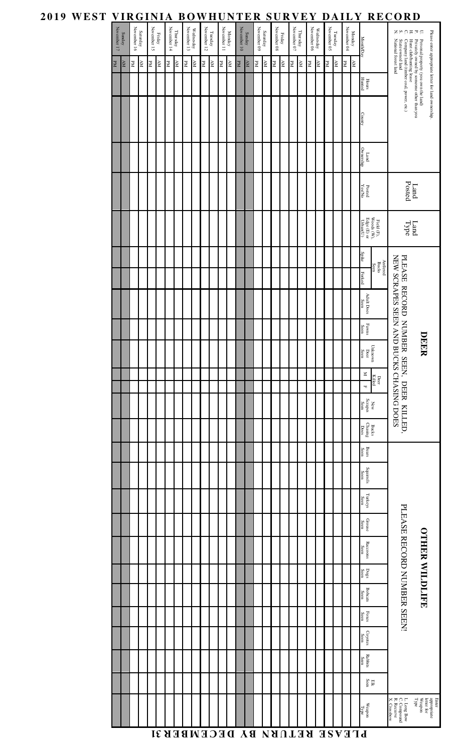# 2019 WEST VIRGINIA BOWHUNTER SURVEY DAILY RECORD

Please enter appropriate letter for land ownership.

U. Personal property (you own the land)
P. Privately owned by someone other than you
H. Hunt club/hunting lease
C. Company land (timber coal, power, etc.)
S. State owned land
N. National forest land

Enter appropriate letter for Weapon Type:

L. Long Bow
C. Compound
R. Recurve
X. Crossbow

| Month/Day | | Hours Hunted | County | Land Ownership | Land Posted: Posted Yes/No | Land Type: Field (F), Woods (W), Edge (E) or Urban (U) | DEER (PLEASE RECORD NUMBER SEEN, DEER KILLED, NEW SCRAPES SEEN AND BUCKS CHASING DOES): Antlered Bucks Seen | | Adult Does Seen | Fawns Seen | Unknown Deer Seen | Deer Killed | | New Scrapes Seen | Bucks Chasing Does | OTHER WILDLIFE (PLEASE RECORD NUMBER SEEN!): Bears Seen | Squirrels Seen | Turkeys Seen | Grouse Seen | Raccoons Seen | Dogs Seen | Bobcats Seen | Foxes Seen | Coyotes Seen | Rabbits Seen | Elk Seen | Weapon Type |
|---|---|---|---|---|---|---|---|---|---|---|---|---|---|---|---|---|---|---|---|---|---|---|---|---|---|---|---|
| | | | | | | | Spike | Forked | | | | M | F | | | | | | | | | | | | | | |
| Monday November 04 | AM | | | | | | | | | | | | | | | | | | | | | | | | | | |
| | PM | | | | | | | | | | | | | | | | | | | | | | | | | | |
| Tuesday November 05 | AM | | | | | | | | | | | | | | | | | | | | | | | | | | |
| | PM | | | | | | | | | | | | | | | | | | | | | | | | | | |
| Wednesday November 06 | AM | | | | | | | | | | | | | | | | | | | | | | | | | | |
| | PM | | | | | | | | | | | | | | | | | | | | | | | | | | |
| Thursday November 07 | AM | | | | | | | | | | | | | | | | | | | | | | | | | | |
| | PM | | | | | | | | | | | | | | | | | | | | | | | | | | |
| Friday November 08 | AM | | | | | | | | | | | | | | | | | | | | | | | | | | |
| | PM | | | | | | | | | | | | | | | | | | | | | | | | | | |
| Saturday November 09 | AM | | | | | | | | | | | | | | | | | | | | | | | | | | |
| | PM | | | | | | | | | | | | | | | | | | | | | | | | | | |
| Sunday November 10 | AM | | | | | | | | | | | | | | | | | | | | | | | | | | |
| | PM | | | | | | | | | | | | | | | | | | | | | | | | | | |
| Monday November 11 | AM | | | | | | | | | | | | | | | | | | | | | | | | | | |
| | PM | | | | | | | | | | | | | | | | | | | | | | | | | | |
| Tuesday November 12 | AM | | | | | | | | | | | | | | | | | | | | | | | | | | |
| | PM | | | | | | | | | | | | | | | | | | | | | | | | | | |
| Wednesday November 13 | AM | | | | | | | | | | | | | | | | | | | | | | | | | | |
| | PM | | | | | | | | | | | | | | | | | | | | | | | | | | |
| Thursday November 14 | AM | | | | | | | | | | | | | | | | | | | | | | | | | | |
| | PM | | | | | | | | | | | | | | | | | | | | | | | | | | |
| Friday November 15 | AM | | | | | | | | | | | | | | | | | | | | | | | | | | |
| | PM | | | | | | | | | | | | | | | | | | | | | | | | | | |
| Saturday November 16 | AM | | | | | | | | | | | | | | | | | | | | | | | | | | |
| | PM | | | | | | | | | | | | | | | | | | | | | | | | | | |
| Sunday November 17 | AM | | | | | | | | | | | | | | | | | | | | | | | | | | |
| | PM | | | | | | | | | | | | | | | | | | | | | | | | | | |

**PLEASE RETURN BY DECEMBER 31**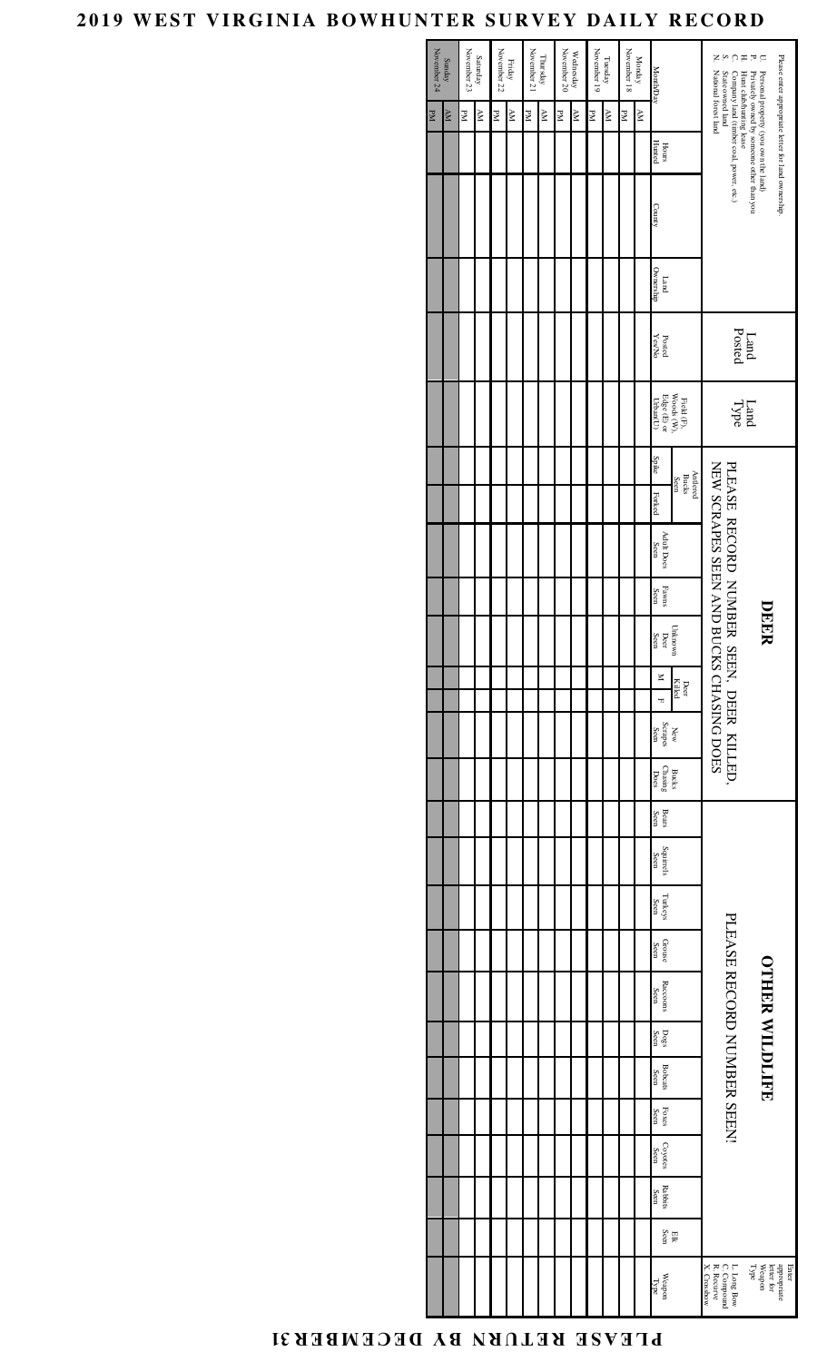# 2019 WEST VIRGINIA BOWHUNTER SURVEY DAILY RECORD

Please enter appropriate letter for land ownership.

- U. Personal property (you own the land)
- P. Privately owned by someone other than you
- H. Hunt club/hunting lease
- C. Company land (timber coal, power, etc.)
- S. State-owned land
- N. National forest land

**DEER** — PLEASE RECORD NUMBER SEEN, DEER KILLED, NEW SCRAPES SEEN AND BUCKS CHASING DOES

**OTHER WILDLIFE** — PLEASE RECORD NUMBER SEEN!

Enter appropriate letter for Weapon Type: L. Long Bow, C. Compound, R. Recurve, X. Crossbow

| Month/Day | | Hours Hunted | County | Land Ownership | Land Posted: Posted Yes/No | Land Type: Field (F), Woods (W), Edge (E) or Urban (U) | Antlered Bucks Seen | | Adult Does Seen | Fawns Seen | Unknown Deer Seen | Deer Killed | | New Scrapes Seen | Bucks Chasing Does | Bears Seen | Squirrels Seen | Turkeys Seen | Grouse Seen | Raccoons Seen | Dogs Seen | Bobcats Seen | Foxes Seen | Coyotes Seen | Rabbits Seen | Elk Seen | Weapon Type |
|---|---|---|---|---|---|---|---|---|---|---|---|---|---|---|---|---|---|---|---|---|---|---|---|---|---|---|---|
| | | | | | | | Spike | Forked | | | | M | F | | | | | | | | | | | | | | |
| Monday November 18 | AM | | | | | | | | | | | | | | | | | | | | | | | | | | |
| | PM | | | | | | | | | | | | | | | | | | | | | | | | | | |
| Tuesday November 19 | AM | | | | | | | | | | | | | | | | | | | | | | | | | | |
| | PM | | | | | | | | | | | | | | | | | | | | | | | | | | |
| Wednesday November 20 | AM | | | | | | | | | | | | | | | | | | | | | | | | | | |
| | PM | | | | | | | | | | | | | | | | | | | | | | | | | | |
| Thursday November 21 | AM | | | | | | | | | | | | | | | | | | | | | | | | | | |
| | PM | | | | | | | | | | | | | | | | | | | | | | | | | | |
| Friday November 22 | AM | | | | | | | | | | | | | | | | | | | | | | | | | | |
| | PM | | | | | | | | | | | | | | | | | | | | | | | | | | |
| Saturday November 23 | AM | | | | | | | | | | | | | | | | | | | | | | | | | | |
| | PM | | | | | | | | | | | | | | | | | | | | | | | | | | |
| Sunday November 24 | AM | | | | | | | | | | | | | | | | | | | | | | | | | | |
| | PM | | | | | | | | | | | | | | | | | | | | | | | | | | |

**PLEASE RETURN BY DECEMBER 31**